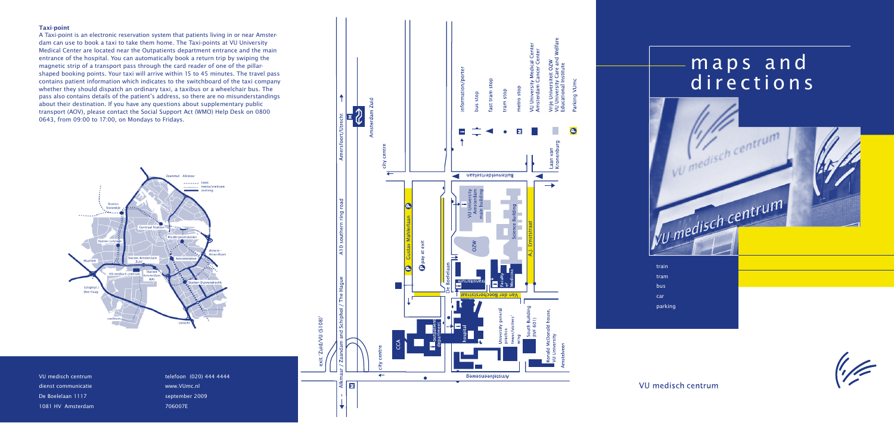### Taxi-point

A Taxi-point is an electronic reservation system that patients living in or near Amsterdam can use to book a taxi to take them home. The Taxi-points at VU University Medical Center are located near the Outpatients department entrance and the main entrance of the hospital. You can automatically book a return trip by swiping the magnetic strip of a transport pass through the card reader of one of the pillar-shaped booking points. Your taxi will arrive within 15 to 45 minutes. The travel pass contains patient information which indicates to the switchboard of the taxi company whether they should dispatch an ordinary taxi, a taxibus or a wheelchair bus. The pass also contains details of the patient's address, so there are no misunderstandings about their destination. If you have any questions about supplementary public transport (AOV), please contact the Social Support Act (WMO) Help Desk on 0800 0643, from 09:00 to 17:00, on Mondays to Fridays.

Zaanstad - Alkmaar
trein
metro/sneltram
sneltram
Station Sloterdijk
Centraal Station
Station Lelylaan
Muiderpoortstation
Almere - Amersfoort
Haarlem
Station Amsterdam Zuid
Amstelstation
VU medisch centrum
Station Amsterdam RAI
Station Duivendrecht
Schiphol / Den Haag
sneltram
Utrecht

exit 'Zuid/VU (S108)'
Alkmaar / Zaandam and Schiphol / The Hague
A10 southern ring road
Amersfoort/Utrecht
Amsterdam Zuid
city centre
Gustav Mahlerlaan
pay at exit
CCA
outpatient department
hospital
De Boelelaan
Transitorium
Van der Boechorststraat
Faculty of Medicine
OZW
VU University Amsterdam main building
Science Building
Buitenveldertselaan
A.J. Ernststraat
University general practice
tower/visitors' wing
South Building (IVF 601)
Ronald McDonald house, VU University
Amstelveen
Amstelveenseweg
Laan van Kronenburg

- information/porter
- bus stop
- fast tram stop
- tram stop
- metro stop
- VU University Medical Center Amsterdam Cancer Center
- Vrije Universiteit OZW VU University Care and Welfare Educational Institute
- Parking VUmc

# maps and directions

- train
- tram
- bus
- car
- parking

VU medisch centrum

VU medisch centrum
dienst communicatie
De Boelelaan 1117
1081 HV Amsterdam

telefoon (020) 444 4444
www.VUmc.nl
september 2009
706007E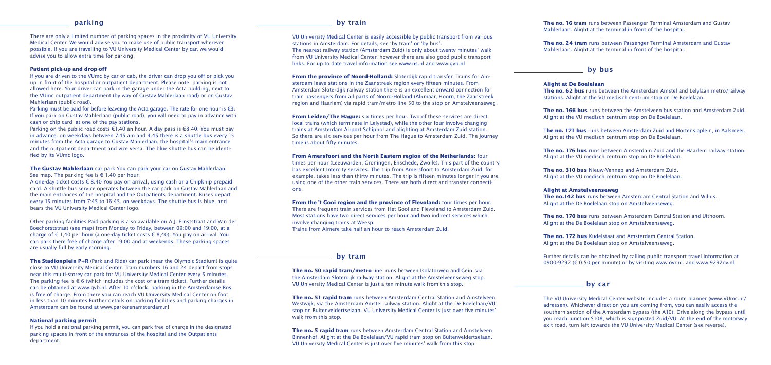## parking

There are only a limited number of parking spaces in the proximity of VU University Medical Center. We would advise you to make use of public transport wherever possible. If you are travelling to VU University Medical Center by car, we would advise you to allow extra time for parking.

### Patient pick-up and drop-off

If you are driven to the VUmc by car or cab, the driver can drop you off or pick you up in front of the hospital or outpatient department. Please note: parking is not allowed here. Your driver can park in the garage under the Acta building, next to the VUmc outpatient department (by way of Gustav Mahlerlaan road) or on Gustav Mahlerlaan (public road).

Parking must be paid for before leaveing the Acta garage. The rate for one hour is €3. If you park on Gustav Mahlerlaan (public road), you will need to pay in advance with cash or chip card at one of the pay stations.

Parking on the public road costs €1.40 an hour. A day pass is €8.40. You must pay in advance. on weekdays between 7.45 am and 4.45 there is a shuttle bus every 15 minutes from the Acta garage to Gustav Mahlerlaan, the hospital's main entrance and the outpatient department and vice versa. The blue shuttle bus can be identified by its VUmc logo.

**The Gustav Mahlerlaan** car park You can park your car on Gustav Mahlerlaan. See map. The parking fee is € 1.40 per hour.

A one-day ticket costs € 8.40 You pay on arrival, using cash or a Chipknip prepaid card. A shuttle bus service operates between the car park on Gustav Mahlerlaan and the main entrances of the hospital and the Outpatients department. Buses depart every 15 minutes from 7:45 to 16:45, on weekdays. The shuttle bus is blue, and bears the VU University Medical Center logo.

Other parking facilities Paid parking is also available on A.J. Ernststraat and Van der Boechorststraat (see map) from Monday to Friday, between 09:00 and 19:00, at a charge of € 1,40 per hour (a one-day ticket costs € 8,40). You pay on arrival. You can park there free of charge after 19:00 and at weekends. These parking spaces are usually full by early morning.

**The Stadionplein P+R** (Park and Ride) car park (near the Olympic Stadium) is quite close to VU University Medical Center. Tram numbers 16 and 24 depart from stops near this multi-storey car park for VU University Medical Center every 5 minutes. The parking fee is € 6 (which includes the cost of a tram ticket). Further details can be obtained at www.gvb.nl. After 10 o'clock, parking in the Amsterdamse Bos is free of charge. From there you can reach VU University Medical Center on foot in less than 10 minutes.Further details on parking facilities and parking charges in Amsterdam can be found at www.parkerenamsterdam.nl

### National parking permit

If you hold a national parking permit, you can park free of charge in the designated parking spaces in front of the entrances of the hospital and the Outpatients department.

## by train

VU University Medical Center is easily accessible by public transport from various stations in Amsterdam. For details, see 'by tram' or 'by bus'.
The nearest railway station (Amsterdam Zuid) is only about twenty minutes' walk from VU University Medical Center, however there are also good public transport links. For up to date travel information see www.ns.nl and www.gvb.nl

**From the province of Noord-Holland:** Sloterdijk rapid transfer. Trains for Amsterdam leave stations in the Zaanstreek region every fifteen minutes. From Amsterdam Sloterdijk railway station there is an excellent onward connection for train passengers from all parts of Noord-Holland (Alkmaar, Hoorn, the Zaanstreek region and Haarlem) via rapid tram/metro line 50 to the stop on Amstelveenseweg.

**From Leiden/The Hague:** six times per hour. Two of these services are direct local trains (which terminate in Lelystad), while the other four involve changing trains at Amsterdam Airport Schiphol and alighting at Amsterdam Zuid station. So there are six services per hour from The Hague to Amsterdam Zuid. The journey time is about fifty minutes.

**From Amersfoort and the North Eastern region of the Netherlands:** four times per hour (Leeuwarden, Groningen, Enschede, Zwolle). This part of the country has excellent Intercity services. The trip from Amersfoort to Amsterdam Zuid, for example, takes less than thirty minutes. The trip is fifteen minutes longer if you are using one of the other train services. There are both direct and transfer connections.

**From the 't Gooi region and the province of Flevoland:** four times per hour. There are frequent train services from Het Gooi and Flevoland to Amsterdam Zuid. Most stations have two direct services per hour and two indirect services which involve changing trains at Weesp.
Trains from Almere take half an hour to reach Amsterdam Zuid.

## by tram

**The no. 50 rapid tram/metro** line runs between Isolatorweg and Gein, via the Amsterdam Sloterdijk railway station. Alight at the Amstelveenseweg stop. VU University Medical Center is just a ten minute walk from this stop.

**The no. 51 rapid tram** runs between Amsterdam Central Station and Amstelveen Westwijk, via the Amsterdam Amstel railway station. Alight at the De Boelelaan/VU stop on Buitenveldertselaan. VU University Medical Center is just over five minutes' walk from this stop.

**The no. 5 rapid tram** runs between Amsterdam Central Station and Amstelveen Binnenhof. Alight at the De Boelelaan/VU rapid tram stop on Buitenveldertselaan. VU University Medical Center is just over five minutes' walk from this stop.

**The no. 16 tram** runs between Passenger Terminal Amsterdam and Gustav Mahlerlaan. Alight at the terminal in front of the hospital.

**The no. 24 tram** runs between Passenger Terminal Amsterdam and Gustav Mahlerlaan. Alight at the terminal in front of the hospital.

## by bus

### Alight at De Boelelaan

**The no. 62 bus** runs between the Amsterdam Amstel and Lelylaan metro/railway stations. Alight at the VU medisch centrum stop on De Boelelaan.

**The no. 166 bus** runs between the Amstelveen bus station and Amsterdam Zuid. Alight at the VU medisch centrum stop on De Boelelaan.

T**he no. 171 bus** runs between Amsterdam Zuid and Hortensiaplein, in Aalsmeer. Alight at the VU medisch centrum stop on De Boelelaan.

**The no. 176 bus** runs between Amsterdam Zuid and the Haarlem railway station. Alight at the VU medisch centrum stop on De Boelelaan.

**The no. 310 bus** Nieuw-Vennep and Amsterdam Zuid.
Alight at the VU medisch centrum stop on De Boelelaan.

### Alight at Amstelveenseweg

**The no.142 bus** runs between Amsterdam Central Station and Wilnis. Alight at the De Boelelaan stop on Amstelveenseweg.

**The no. 170 bus** runs between Amsterdam Central Station and Uithoorn. Alight at the De Boelelaan stop on Amstelveenseweg.

**The no. 172 bus** Kudelstaat and Amsterdam Central Station. Alight at the De Boelelaan stop on Amstelveenseweg.

Further details can be obtained by calling public transport travel information at 0900-9292 (€ 0.50 per minute) or by visiting www.ovr.nl. and www.9292ov.nl

## by car

The VU University Medical Center website includes a route planner (www.VUmc.nl/adressen). Whichever direction you are coming from, you can easily access the southern section of the Amsterdam bypass (the A10). Drive along the bypass until you reach junction S108, which is signposted Zuid/VU. At the end of the motorway exit road, turn left towards the VU University Medical Center (see reverse).